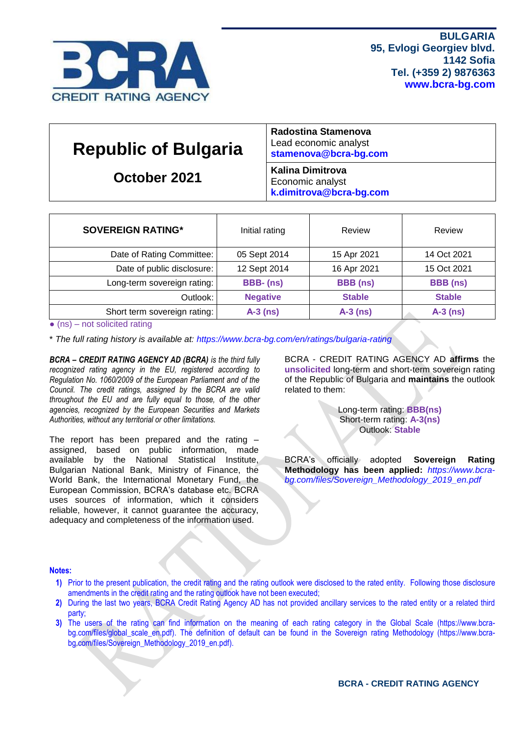**BULGARIA**
**95, Evlogi Georgiev blvd.**
**1142 Sofia**
**Tel. (+359 2) 9876363**
**www.bcra-bg.com**

# Republic of Bulgaria

## October 2021

**Radostina Stamenova**
Lead economic analyst
**stamenova@bcra-bg.com**

**Kalina Dimitrova**
Economic analyst
**k.dimitrova@bcra-bg.com**

| SOVEREIGN RATING* | Initial rating | Review | Review |
|---|---|---|---|
| Date of Rating Committee: | 05 Sept 2014 | 15 Apr 2021 | 14 Oct 2021 |
| Date of public disclosure: | 12 Sept 2014 | 16 Apr 2021 | 15 Oct 2021 |
| Long-term sovereign rating: | **BBB- (ns)** | **BBB (ns)** | **BBB (ns)** |
| Outlook: | **Negative** | **Stable** | **Stable** |
| Short term sovereign rating: | **A-3 (ns)** | **A-3 (ns)** | **A-3 (ns)** |

• (ns) – not solicited rating

*\* The full rating history is available at: https://www.bcra-bg.com/en/ratings/bulgaria-rating*

***BCRA – CREDIT RATING AGENCY AD (BCRA)** is the third fully recognized rating agency in the EU, registered according to Regulation No. 1060/2009 of the European Parliament and of the Council. The credit ratings, assigned by the BCRA are valid throughout the EU and are fully equal to those, of the other agencies, recognized by the European Securities and Markets Authorities, without any territorial or other limitations.*

The report has been prepared and the rating – assigned, based on public information, made available by the National Statistical Institute, Bulgarian National Bank, Ministry of Finance, the World Bank, the International Monetary Fund, the European Commission, BCRA's database etc. BCRA uses sources of information, which it considers reliable, however, it cannot guarantee the accuracy, adequacy and completeness of the information used.

BCRA - CREDIT RATING AGENCY AD **affirms** the **unsolicited** long-term and short-term sovereign rating of the Republic of Bulgaria and **maintains** the outlook related to them:

Long-term rating: **BBB(ns)**
Short-term rating: **A-3(ns)**
Outlook: **Stable**

BCRA's officially adopted **Sovereign Rating Methodology has been applied:** *https://www.bcra-bg.com/files/Sovereign_Methodology_2019_en.pdf*

**Notes:**

1) Prior to the present publication, the credit rating and the rating outlook were disclosed to the rated entity. Following those disclosure amendments in the credit rating and the rating outlook have not been executed;
2) During the last two years, BCRA Credit Rating Agency AD has not provided ancillary services to the rated entity or a related third party;
3) The users of the rating can find information on the meaning of each rating category in the Global Scale (https://www.bcra-bg.com/files/global_scale_en.pdf). The definition of default can be found in the Sovereign rating Methodology (https://www.bcra-bg.com/files/Sovereign_Methodology_2019_en.pdf).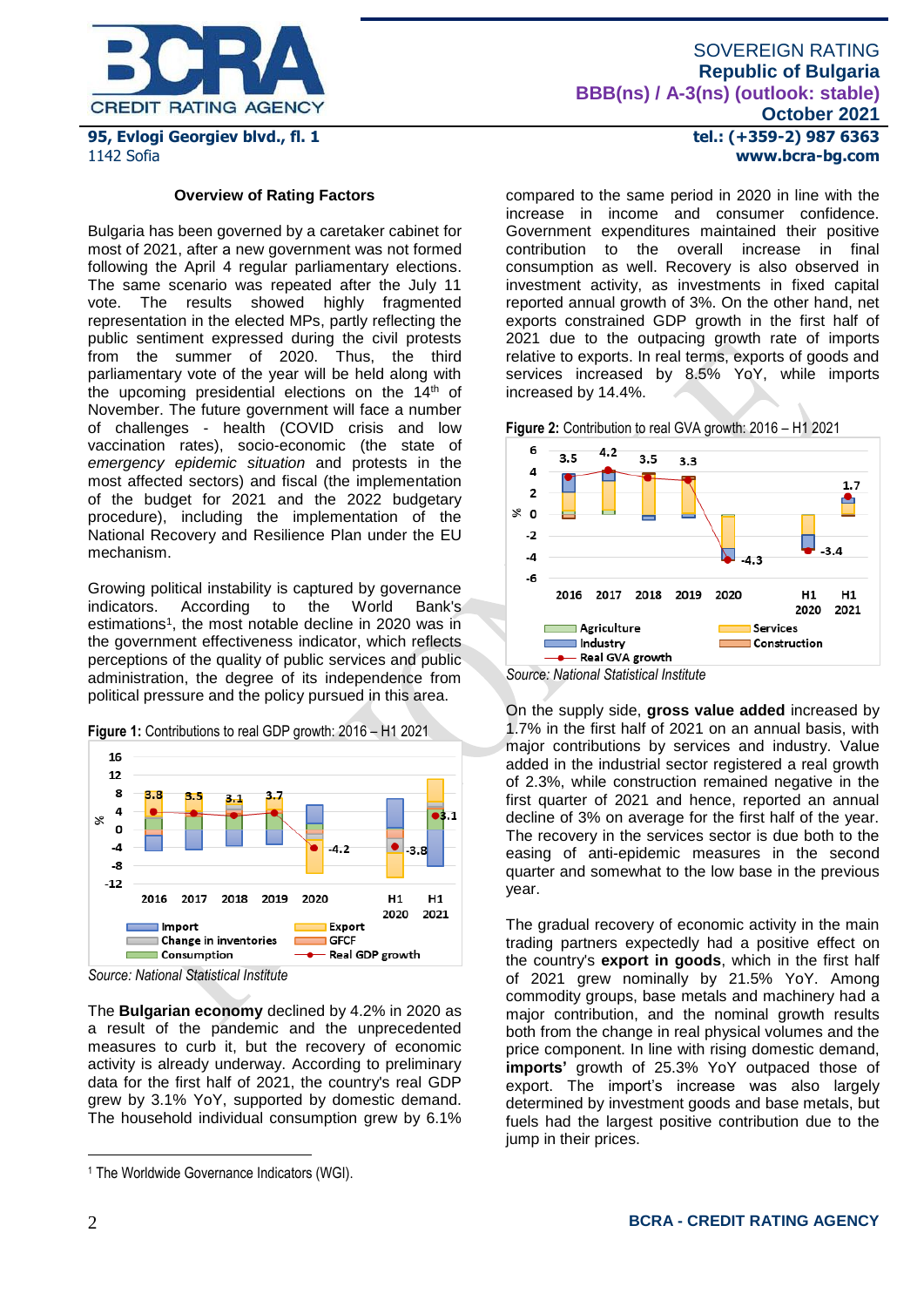### Overview of Rating Factors

Bulgaria has been governed by a caretaker cabinet for most of 2021, after a new government was not formed following the April 4 regular parliamentary elections. The same scenario was repeated after the July 11 vote. The results showed highly fragmented representation in the elected MPs, partly reflecting the public sentiment expressed during the civil protests from the summer of 2020. Thus, the third parliamentary vote of the year will be held along with the upcoming presidential elections on the 14th of November. The future government will face a number of challenges - health (COVID crisis and low vaccination rates), socio-economic (the state of *emergency epidemic situation* and protests in the most affected sectors) and fiscal (the implementation of the budget for 2021 and the 2022 budgetary procedure), including the implementation of the National Recovery and Resilience Plan under the EU mechanism.

Growing political instability is captured by governance indicators. According to the World Bank's estimations[1], the most notable decline in 2020 was in the government effectiveness indicator, which reflects perceptions of the quality of public services and public administration, the degree of its independence from political pressure and the policy pursued in this area.

**Figure 1:** Contributions to real GDP growth: 2016 – H1 2021

Source: National Statistical Institute

The **Bulgarian economy** declined by 4.2% in 2020 as a result of the pandemic and the unprecedented measures to curb it, but the recovery of economic activity is already underway. According to preliminary data for the first half of 2021, the country's real GDP grew by 3.1% YoY, supported by domestic demand. The household individual consumption grew by 6.1% compared to the same period in 2020 in line with the increase in income and consumer confidence. Government expenditures maintained their positive contribution to the overall increase in final consumption as well. Recovery is also observed in investment activity, as investments in fixed capital reported annual growth of 3%. On the other hand, net exports constrained GDP growth in the first half of 2021 due to the outpacing growth rate of imports relative to exports. In real terms, exports of goods and services increased by 8.5% YoY, while imports increased by 14.4%.

**Figure 2:** Contribution to real GVA growth: 2016 – H1 2021

Source: National Statistical Institute

On the supply side, **gross value added** increased by 1.7% in the first half of 2021 on an annual basis, with major contributions by services and industry. Value added in the industrial sector registered a real growth of 2.3%, while construction remained negative in the first quarter of 2021 and hence, reported an annual decline of 3% on average for the first half of the year. The recovery in the services sector is due both to the easing of anti-epidemic measures in the second quarter and somewhat to the low base in the previous year.

The gradual recovery of economic activity in the main trading partners expectedly had a positive effect on the country's **export in goods**, which in the first half of 2021 grew nominally by 21.5% YoY. Among commodity groups, base metals and machinery had a major contribution, and the nominal growth results both from the change in real physical volumes and the price component. In line with rising domestic demand, **imports'** growth of 25.3% YoY outpaced those of export. The import's increase was also largely determined by investment goods and base metals, but fuels had the largest positive contribution due to the jump in their prices.

[1] The Worldwide Governance Indicators (WGI).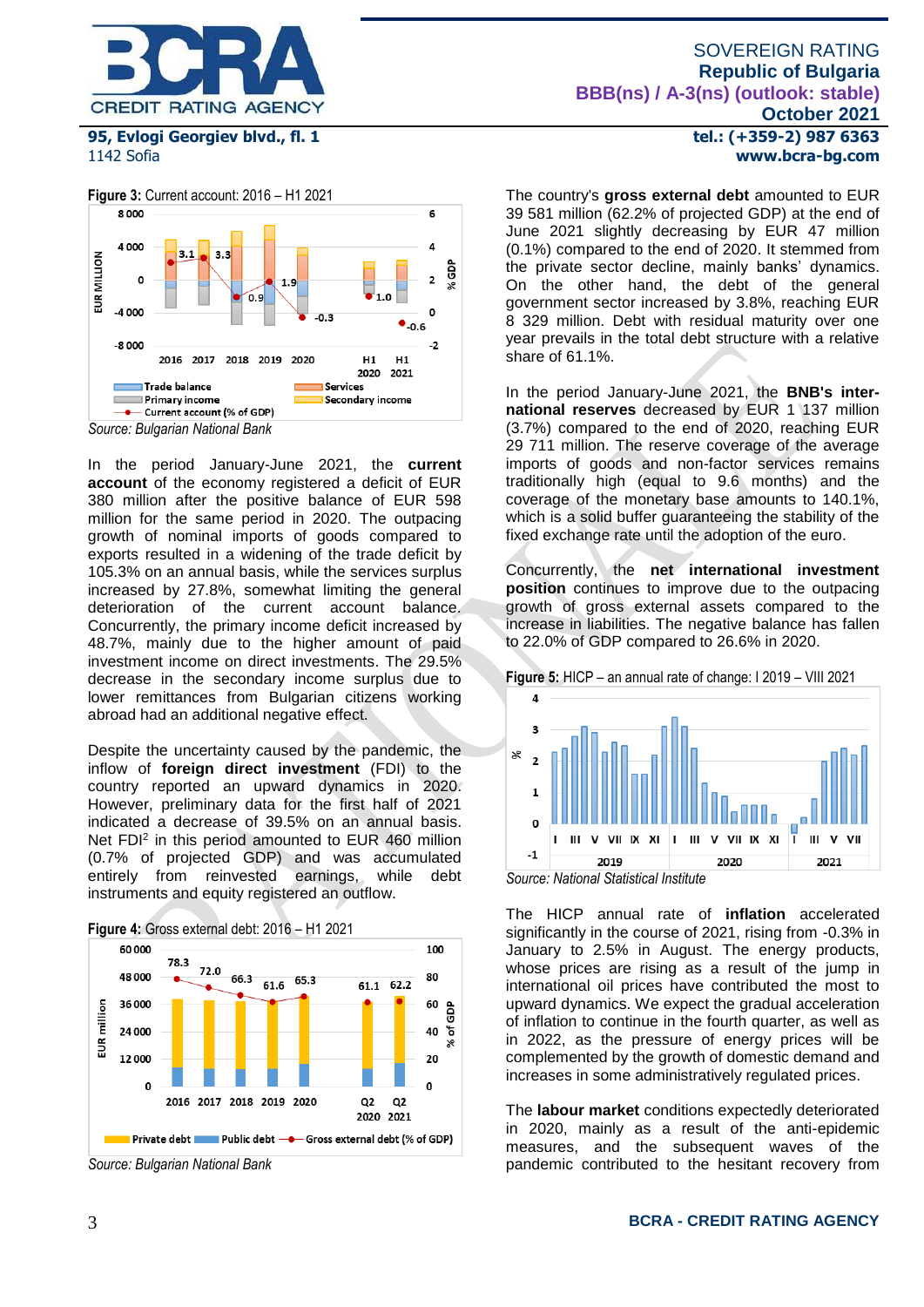**Figure 3:** Current account: 2016 – H1 2021

*Source: Bulgarian National Bank*

In the period January-June 2021, the **current account** of the economy registered a deficit of EUR 380 million after the positive balance of EUR 598 million for the same period in 2020. The outpacing growth of nominal imports of goods compared to exports resulted in a widening of the trade deficit by 105.3% on an annual basis, while the services surplus increased by 27.8%, somewhat limiting the general deterioration of the current account balance. Concurrently, the primary income deficit increased by 48.7%, mainly due to the higher amount of paid investment income on direct investments. The 29.5% decrease in the secondary income surplus due to lower remittances from Bulgarian citizens working abroad had an additional negative effect.

Despite the uncertainty caused by the pandemic, the inflow of **foreign direct investment** (FDI) to the country reported an upward dynamics in 2020. However, preliminary data for the first half of 2021 indicated a decrease of 39.5% on an annual basis. Net FDI[2] in this period amounted to EUR 460 million (0.7% of projected GDP) and was accumulated entirely from reinvested earnings, while debt instruments and equity registered an outflow.

**Figure 4:** Gross external debt: 2016 – H1 2021

*Source: Bulgarian National Bank*

The country's **gross external debt** amounted to EUR 39 581 million (62.2% of projected GDP) at the end of June 2021 slightly decreasing by EUR 47 million (0.1%) compared to the end of 2020. It stemmed from the private sector decline, mainly banks' dynamics. On the other hand, the debt of the general government sector increased by 3.8%, reaching EUR 8 329 million. Debt with residual maturity over one year prevails in the total debt structure with a relative share of 61.1%.

In the period January-June 2021, the **BNB's international reserves** decreased by EUR 1 137 million (3.7%) compared to the end of 2020, reaching EUR 29 711 million. The reserve coverage of the average imports of goods and non-factor services remains traditionally high (equal to 9.6 months) and the coverage of the monetary base amounts to 140.1%, which is a solid buffer guaranteeing the stability of the fixed exchange rate until the adoption of the euro.

Concurrently, the **net international investment position** continues to improve due to the outpacing growth of gross external assets compared to the increase in liabilities. The negative balance has fallen to 22.0% of GDP compared to 26.6% in 2020.

**Figure 5:** HICP – an annual rate of change: I 2019 – VIII 2021

*Source: National Statistical Institute*

The HICP annual rate of **inflation** accelerated significantly in the course of 2021, rising from -0.3% in January to 2.5% in August. The energy products, whose prices are rising as a result of the jump in international oil prices have contributed the most to upward dynamics. We expect the gradual acceleration of inflation to continue in the fourth quarter, as well as in 2022, as the pressure of energy prices will be complemented by the growth of domestic demand and increases in some administratively regulated prices.

The **labour market** conditions expectedly deteriorated in 2020, mainly as a result of the anti-epidemic measures, and the subsequent waves of the pandemic contributed to the hesitant recovery from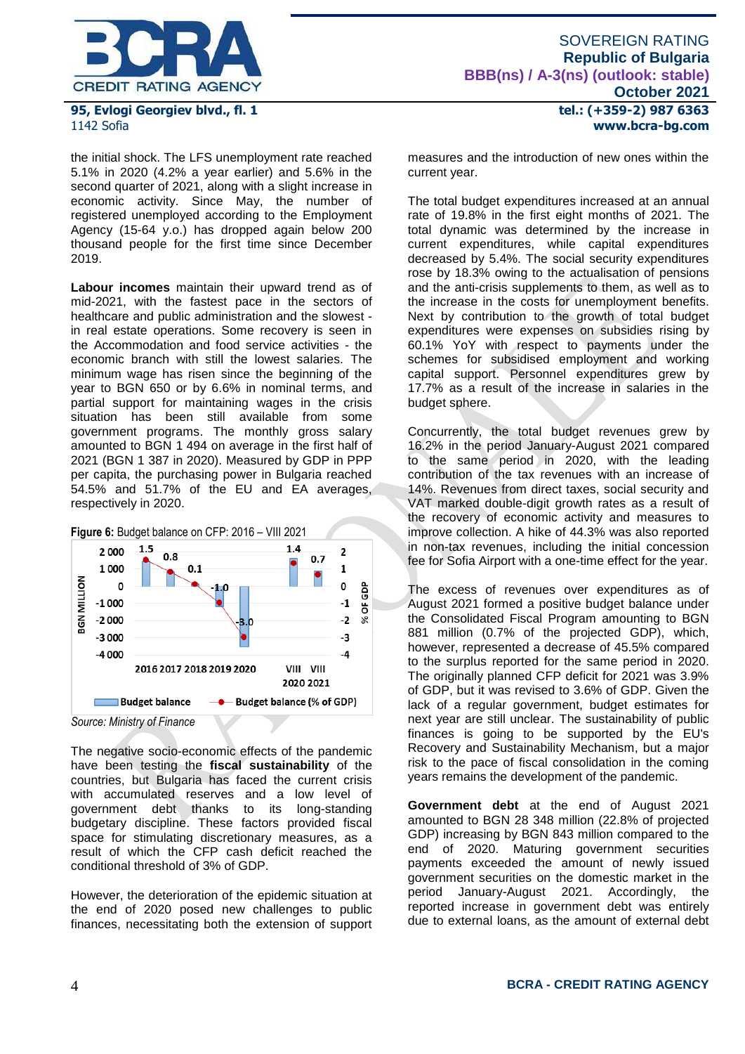the initial shock. The LFS unemployment rate reached 5.1% in 2020 (4.2% a year earlier) and 5.6% in the second quarter of 2021, along with a slight increase in economic activity. Since May, the number of registered unemployed according to the Employment Agency (15-64 y.o.) has dropped again below 200 thousand people for the first time since December 2019.

**Labour incomes** maintain their upward trend as of mid-2021, with the fastest pace in the sectors of healthcare and public administration and the slowest - in real estate operations. Some recovery is seen in the Accommodation and food service activities - the economic branch with still the lowest salaries. The minimum wage has risen since the beginning of the year to BGN 650 or by 6.6% in nominal terms, and partial support for maintaining wages in the crisis situation has been still available from some government programs. The monthly gross salary amounted to BGN 1 494 on average in the first half of 2021 (BGN 1 387 in 2020). Measured by GDP in PPP per capita, the purchasing power in Bulgaria reached 54.5% and 51.7% of the EU and EA averages, respectively in 2020.

**Figure 6:** Budget balance on CFP: 2016 – VIII 2021

| | 2016 | 2017 | 2018 | 2019 | 2020 | VIII 2020 | VIII 2021 |
|---|---|---|---|---|---|---|---|
| Budget balance (% of GDP) | 1.5 | 0.8 | 0.1 | -1.0 | -3.0 | 1.4 | 0.7 |

*Source: Ministry of Finance*

The negative socio-economic effects of the pandemic have been testing the **fiscal sustainability** of the countries, but Bulgaria has faced the current crisis with accumulated reserves and a low level of government debt thanks to its long-standing budgetary discipline. These factors provided fiscal space for stimulating discretionary measures, as a result of which the CFP cash deficit reached the conditional threshold of 3% of GDP.

However, the deterioration of the epidemic situation at the end of 2020 posed new challenges to public finances, necessitating both the extension of support measures and the introduction of new ones within the current year.

The total budget expenditures increased at an annual rate of 19.8% in the first eight months of 2021. The total dynamic was determined by the increase in current expenditures, while capital expenditures decreased by 5.4%. The social security expenditures rose by 18.3% owing to the actualisation of pensions and the anti-crisis supplements to them, as well as to the increase in the costs for unemployment benefits. Next by contribution to the growth of total budget expenditures were expenses on subsidies rising by 60.1% YoY with respect to payments under the schemes for subsidised employment and working capital support. Personnel expenditures grew by 17.7% as a result of the increase in salaries in the budget sphere.

Concurrently, the total budget revenues grew by 16.2% in the period January-August 2021 compared to the same period in 2020, with the leading contribution of the tax revenues with an increase of 14%. Revenues from direct taxes, social security and VAT marked double-digit growth rates as a result of the recovery of economic activity and measures to improve collection. A hike of 44.3% was also reported in non-tax revenues, including the initial concession fee for Sofia Airport with a one-time effect for the year.

The excess of revenues over expenditures as of August 2021 formed a positive budget balance under the Consolidated Fiscal Program amounting to BGN 881 million (0.7% of the projected GDP), which, however, represented a decrease of 45.5% compared to the surplus reported for the same period in 2020. The originally planned CFP deficit for 2021 was 3.9% of GDP, but it was revised to 3.6% of GDP. Given the lack of a regular government, budget estimates for next year are still unclear. The sustainability of public finances is going to be supported by the EU's Recovery and Sustainability Mechanism, but a major risk to the pace of fiscal consolidation in the coming years remains the development of the pandemic.

**Government debt** at the end of August 2021 amounted to BGN 28 348 million (22.8% of projected GDP) increasing by BGN 843 million compared to the end of 2020. Maturing government securities payments exceeded the amount of newly issued government securities on the domestic market in the period January-August 2021. Accordingly, the reported increase in government debt was entirely due to external loans, as the amount of external debt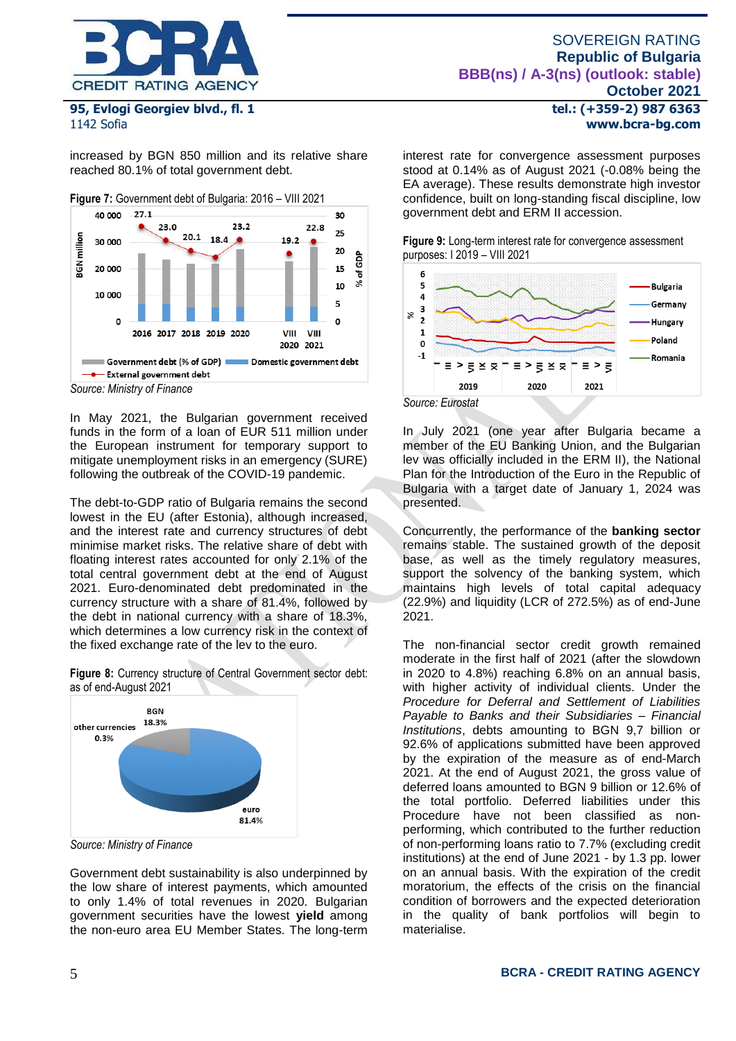increased by BGN 850 million and its relative share reached 80.1% of total government debt.

**Figure 7:** Government debt of Bulgaria: 2016 – VIII 2021

Source: Ministry of Finance

In May 2021, the Bulgarian government received funds in the form of a loan of EUR 511 million under the European instrument for temporary support to mitigate unemployment risks in an emergency (SURE) following the outbreak of the COVID-19 pandemic.

The debt-to-GDP ratio of Bulgaria remains the second lowest in the EU (after Estonia), although increased, and the interest rate and currency structures of debt minimise market risks. The relative share of debt with floating interest rates accounted for only 2.1% of the total central government debt at the end of August 2021. Euro-denominated debt predominated in the currency structure with a share of 81.4%, followed by the debt in national currency with a share of 18.3%, which determines a low currency risk in the context of the fixed exchange rate of the lev to the euro.

**Figure 8:** Currency structure of Central Government sector debt: as of end-August 2021

Source: Ministry of Finance

Government debt sustainability is also underpinned by the low share of interest payments, which amounted to only 1.4% of total revenues in 2020. Bulgarian government securities have the lowest **yield** among the non-euro area EU Member States. The long-term interest rate for convergence assessment purposes stood at 0.14% as of August 2021 (-0.08% being the EA average). These results demonstrate high investor confidence, built on long-standing fiscal discipline, low government debt and ERM II accession.

**Figure 9:** Long-term interest rate for convergence assessment purposes: I 2019 – VIII 2021

Source: Eurostat

In July 2021 (one year after Bulgaria became a member of the EU Banking Union, and the Bulgarian lev was officially included in the ERM II), the National Plan for the Introduction of the Euro in the Republic of Bulgaria with a target date of January 1, 2024 was presented.

Concurrently, the performance of the **banking sector** remains stable. The sustained growth of the deposit base, as well as the timely regulatory measures, support the solvency of the banking system, which maintains high levels of total capital adequacy (22.9%) and liquidity (LCR of 272.5%) as of end-June 2021.

The non-financial sector credit growth remained moderate in the first half of 2021 (after the slowdown in 2020 to 4.8%) reaching 6.8% on an annual basis, with higher activity of individual clients. Under the *Procedure for Deferral and Settlement of Liabilities Payable to Banks and Their Subsidiaries – Financial Institutions*, debts amounting to BGN 9,7 billion or 92.6% of applications submitted have been approved by the expiration of the measure as of end-March 2021. At the end of August 2021, the gross value of deferred loans amounted to BGN 9 billion or 12.6% of the total portfolio. Deferred liabilities under this Procedure have not been classified as non-performing, which contributed to the further reduction of non-performing loans ratio to 7.7% (excluding credit institutions) at the end of June 2021 - by 1.3 pp. lower on an annual basis. With the expiration of the credit moratorium, the effects of the crisis on the financial condition of borrowers and the expected deterioration in the quality of bank portfolios will begin to materialise.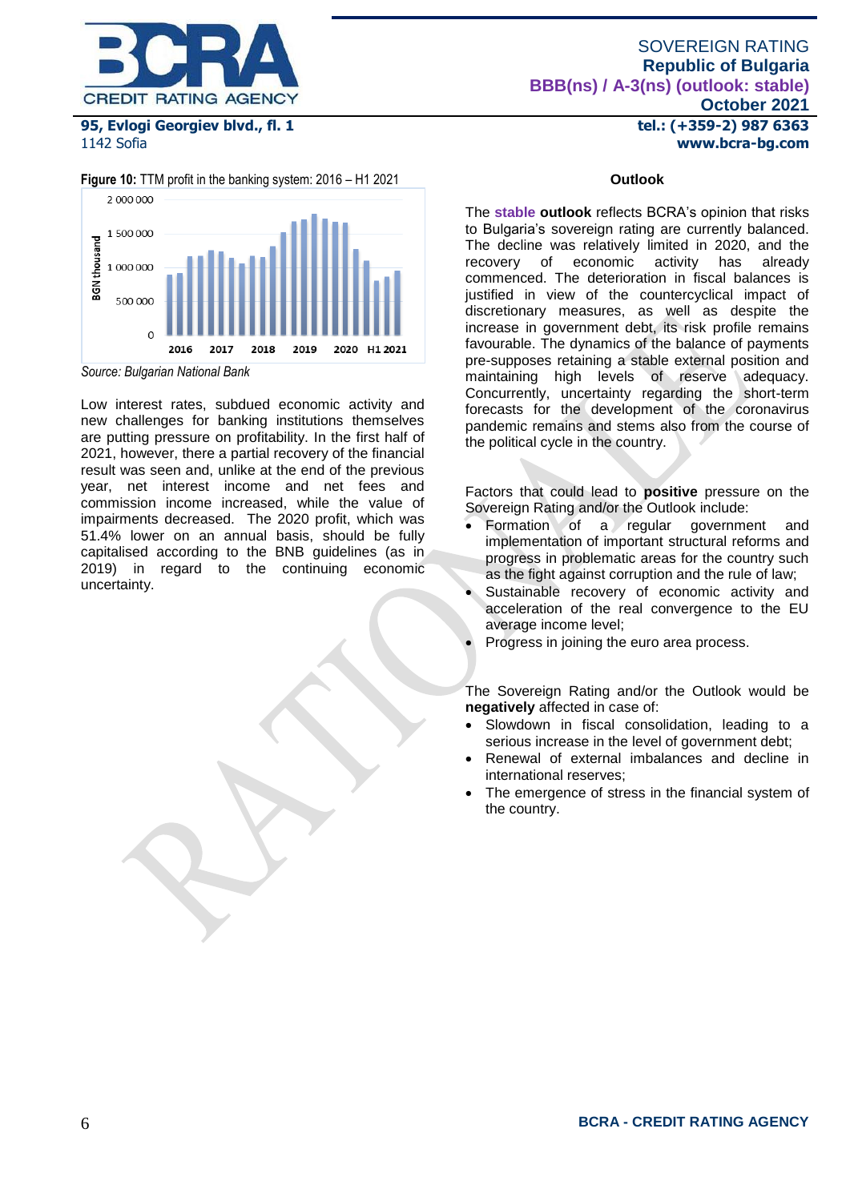**Figure 10:** TTM profit in the banking system: 2016 – H1 2021

*Source: Bulgarian National Bank*

Low interest rates, subdued economic activity and new challenges for banking institutions themselves are putting pressure on profitability. In the first half of 2021, however, there a partial recovery of the financial result was seen and, unlike at the end of the previous year, net interest income and net fees and commission income increased, while the value of impairments decreased. The 2020 profit, which was 51.4% lower on an annual basis, should be fully capitalised according to the BNB guidelines (as in 2019) in regard to the continuing economic uncertainty.

### Outlook

The **stable outlook** reflects BCRA's opinion that risks to Bulgaria's sovereign rating are currently balanced. The decline was relatively limited in 2020, and the recovery of economic activity has already commenced. The deterioration in fiscal balances is justified in view of the countercyclical impact of discretionary measures, as well as despite the increase in government debt, its risk profile remains favourable. The dynamics of the balance of payments pre-supposes retaining a stable external position and maintaining high levels of reserve adequacy. Concurrently, uncertainty regarding the short-term forecasts for the development of the coronavirus pandemic remains and stems also from the course of the political cycle in the country.

Factors that could lead to **positive** pressure on the Sovereign Rating and/or the Outlook include:

- Formation of a regular government and implementation of important structural reforms and progress in problematic areas for the country such as the fight against corruption and the rule of law;
- Sustainable recovery of economic activity and acceleration of the real convergence to the EU average income level;
- Progress in joining the euro area process.

The Sovereign Rating and/or the Outlook would be **negatively** affected in case of:

- Slowdown in fiscal consolidation, leading to a serious increase in the level of government debt;
- Renewal of external imbalances and decline in international reserves;
- The emergence of stress in the financial system of the country.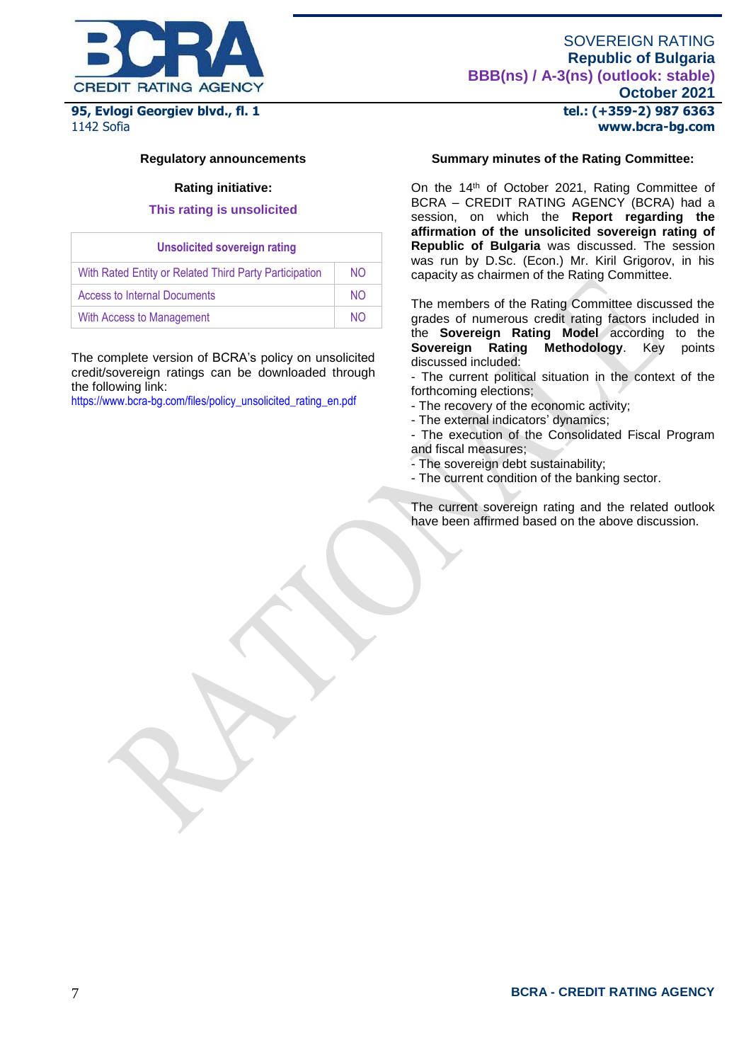## Regulatory announcements

**Rating initiative:**

**This rating is unsolicited**

| Unsolicited sovereign rating | |
|---|---|
| With Rated Entity or Related Third Party Participation | NO |
| Access to Internal Documents | NO |
| With Access to Management | NO |

The complete version of BCRA's policy on unsolicited credit/sovereign ratings can be downloaded through the following link:
https://www.bcra-bg.com/files/policy_unsolicited_rating_en.pdf

## Summary minutes of the Rating Committee:

On the 14th of October 2021, Rating Committee of BCRA – CREDIT RATING AGENCY (BCRA) had a session, on which the **Report regarding the affirmation of the unsolicited sovereign rating of Republic of Bulgaria** was discussed. The session was run by D.Sc. (Econ.) Mr. Kiril Grigorov, in his capacity as chairmen of the Rating Committee.

The members of the Rating Committee discussed the grades of numerous credit rating factors included in the **Sovereign Rating Model** according to the **Sovereign Rating Methodology**. Key points discussed included:

- The current political situation in the context of the forthcoming elections;
- The recovery of the economic activity;
- The external indicators' dynamics;
- The execution of the Consolidated Fiscal Program and fiscal measures;
- The sovereign debt sustainability;
- The current condition of the banking sector.

The current sovereign rating and the related outlook have been affirmed based on the above discussion.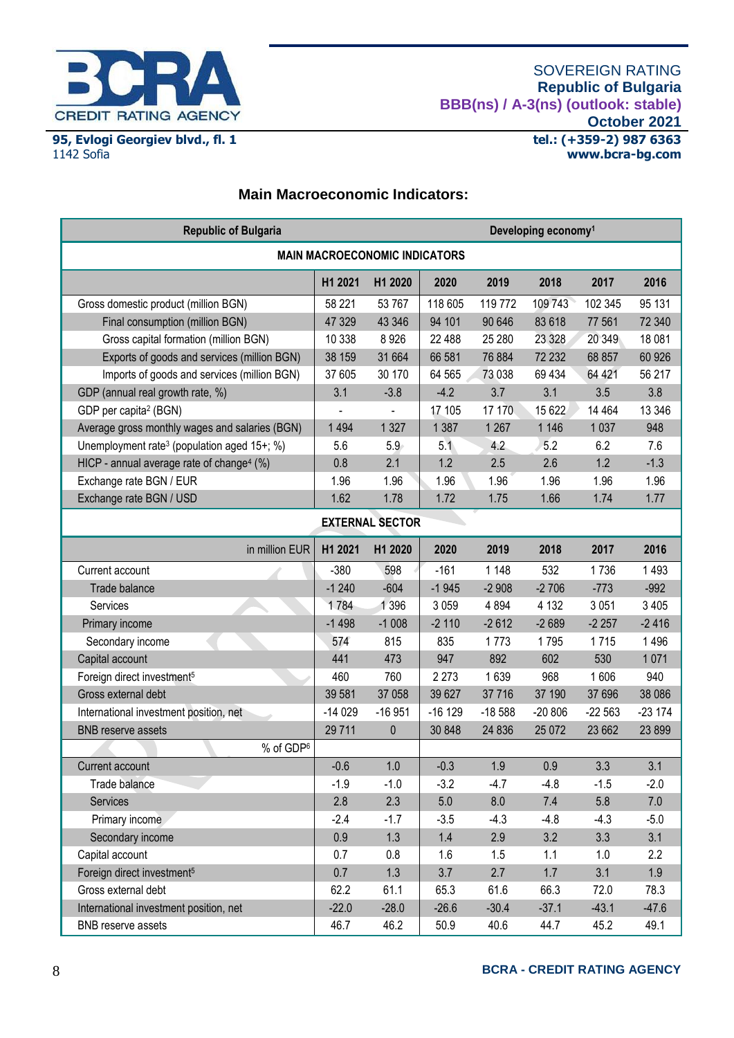SOVEREIGN RATING
**Republic of Bulgaria**
**BBB(ns) / A-3(ns) (outlook: stable)**
**October 2021**

## Main Macroeconomic Indicators:

| Republic of Bulgaria | | | Developing economy[1] | | | | |
|---|---|---|---|---|---|---|---|
| **MAIN MACROECONOMIC INDICATORS** | | | | | | | |
| | **H1 2021** | **H1 2020** | **2020** | **2019** | **2018** | **2017** | **2016** |
| Gross domestic product (million BGN) | 58 221 | 53 767 | 118 605 | 119 772 | 109 743 | 102 345 | 95 131 |
| Final consumption (million BGN) | 47 329 | 43 346 | 94 101 | 90 646 | 83 618 | 77 561 | 72 340 |
| Gross capital formation (million BGN) | 10 338 | 8 926 | 22 488 | 25 280 | 23 328 | 20 349 | 18 081 |
| Exports of goods and services (million BGN) | 38 159 | 31 664 | 66 581 | 76 884 | 72 232 | 68 857 | 60 926 |
| Imports of goods and services (million BGN) | 37 605 | 30 170 | 64 565 | 73 038 | 69 434 | 64 421 | 56 217 |
| GDP (annual real growth rate, %) | 3.1 | -3.8 | -4.2 | 3.7 | 3.1 | 3.5 | 3.8 |
| GDP per capita[2] (BGN) | - | - | 17 105 | 17 170 | 15 622 | 14 464 | 13 346 |
| Average gross monthly wages and salaries (BGN) | 1 494 | 1 327 | 1 387 | 1 267 | 1 146 | 1 037 | 948 |
| Unemployment rate[3] (population aged 15+; %) | 5.6 | 5.9 | 5.1 | 4.2 | 5.2 | 6.2 | 7.6 |
| HICP - annual average rate of change[4] (%) | 0.8 | 2.1 | 1.2 | 2.5 | 2.6 | 1.2 | -1.3 |
| Exchange rate BGN / EUR | 1.96 | 1.96 | 1.96 | 1.96 | 1.96 | 1.96 | 1.96 |
| Exchange rate BGN / USD | 1.62 | 1.78 | 1.72 | 1.75 | 1.66 | 1.74 | 1.77 |
| **EXTERNAL SECTOR** | | | | | | | |
| in million EUR | **H1 2021** | **H1 2020** | **2020** | **2019** | **2018** | **2017** | **2016** |
| Current account | -380 | 598 | -161 | 1 148 | 532 | 1 736 | 1 493 |
| Trade balance | -1 240 | -604 | -1 945 | -2 908 | -2 706 | -773 | -992 |
| Services | 1 784 | 1 396 | 3 059 | 4 894 | 4 132 | 3 051 | 3 405 |
| Primary income | -1 498 | -1 008 | -2 110 | -2 612 | -2 689 | -2 257 | -2 416 |
| Secondary income | 574 | 815 | 835 | 1 773 | 1 795 | 1 715 | 1 496 |
| Capital account | 441 | 473 | 947 | 892 | 602 | 530 | 1 071 |
| Foreign direct investment[5] | 460 | 760 | 2 273 | 1 639 | 968 | 1 606 | 940 |
| Gross external debt | 39 581 | 37 058 | 39 627 | 37 716 | 37 190 | 37 696 | 38 086 |
| International investment position, net | -14 029 | -16 951 | -16 129 | -18 588 | -20 806 | -22 563 | -23 174 |
| BNB reserve assets | 29 711 | 0 | 30 848 | 24 836 | 25 072 | 23 662 | 23 899 |
| % of GDP[6] | | | | | | | |
| Current account | -0.6 | 1.0 | -0.3 | 1.9 | 0.9 | 3.3 | 3.1 |
| Trade balance | -1.9 | -1.0 | -3.2 | -4.7 | -4.8 | -1.5 | -2.0 |
| Services | 2.8 | 2.3 | 5.0 | 8.0 | 7.4 | 5.8 | 7.0 |
| Primary income | -2.4 | -1.7 | -3.5 | -4.3 | -4.8 | -4.3 | -5.0 |
| Secondary income | 0.9 | 1.3 | 1.4 | 2.9 | 3.2 | 3.3 | 3.1 |
| Capital account | 0.7 | 0.8 | 1.6 | 1.5 | 1.1 | 1.0 | 2.2 |
| Foreign direct investment[5] | 0.7 | 1.3 | 3.7 | 2.7 | 1.7 | 3.1 | 1.9 |
| Gross external debt | 62.2 | 61.1 | 65.3 | 61.6 | 66.3 | 72.0 | 78.3 |
| International investment position, net | -22.0 | -28.0 | -26.6 | -30.4 | -37.1 | -43.1 | -47.6 |
| BNB reserve assets | 46.7 | 46.2 | 50.9 | 40.6 | 44.7 | 45.2 | 49.1 |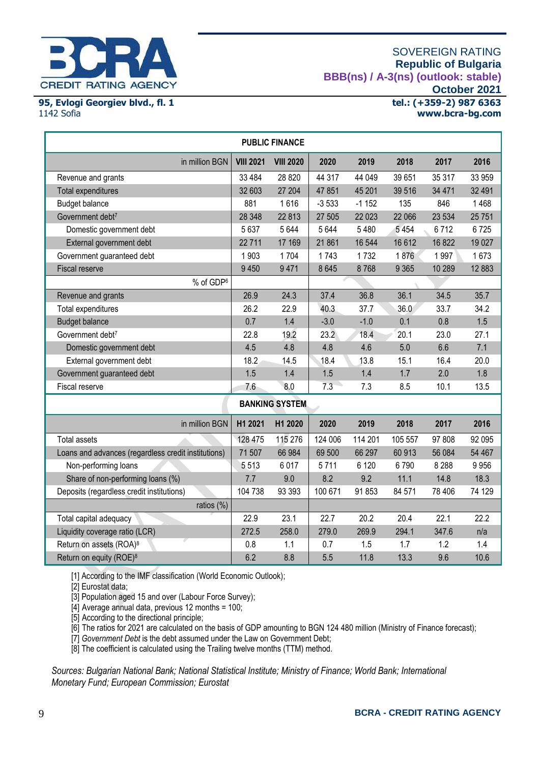| PUBLIC FINANCE | | | | | | | |
|---|---|---|---|---|---|---|---|
| in million BGN | VIII 2021 | VIII 2020 | 2020 | 2019 | 2018 | 2017 | 2016 |
| Revenue and grants | 33 484 | 28 820 | 44 317 | 44 049 | 39 651 | 35 317 | 33 959 |
| Total expenditures | 32 603 | 27 204 | 47 851 | 45 201 | 39 516 | 34 471 | 32 491 |
| Budget balance | 881 | 1 616 | -3 533 | -1 152 | 135 | 846 | 1 468 |
| Government debt[7] | 28 348 | 22 813 | 27 505 | 22 023 | 22 066 | 23 534 | 25 751 |
| Domestic government debt | 5 637 | 5 644 | 5 644 | 5 480 | 5 454 | 6 712 | 6 725 |
| External government debt | 22 711 | 17 169 | 21 861 | 16 544 | 16 612 | 16 822 | 19 027 |
| Government guaranteed debt | 1 903 | 1 704 | 1 743 | 1 732 | 1 876 | 1 997 | 1 673 |
| Fiscal reserve | 9 450 | 9 471 | 8 645 | 8 768 | 9 365 | 10 289 | 12 883 |
| % of GDP[6] | | | | | | | |
| Revenue and grants | 26.9 | 24.3 | 37.4 | 36.8 | 36.1 | 34.5 | 35.7 |
| Total expenditures | 26.2 | 22.9 | 40.3 | 37.7 | 36.0 | 33.7 | 34.2 |
| Budget balance | 0.7 | 1.4 | -3.0 | -1.0 | 0.1 | 0.8 | 1.5 |
| Government debt[7] | 22.8 | 19.2 | 23.2 | 18.4 | 20.1 | 23.0 | 27.1 |
| Domestic government debt | 4.5 | 4.8 | 4.8 | 4.6 | 5.0 | 6.6 | 7.1 |
| External government debt | 18.2 | 14.5 | 18.4 | 13.8 | 15.1 | 16.4 | 20.0 |
| Government guaranteed debt | 1.5 | 1.4 | 1.5 | 1.4 | 1.7 | 2.0 | 1.8 |
| Fiscal reserve | 7.6 | 8.0 | 7.3 | 7.3 | 8.5 | 10.1 | 13.5 |

| BANKING SYSTEM | | | | | | | |
|---|---|---|---|---|---|---|---|
| in million BGN | H1 2021 | H1 2020 | 2020 | 2019 | 2018 | 2017 | 2016 |
| Total assets | 128 475 | 115 276 | 124 006 | 114 201 | 105 557 | 97 808 | 92 095 |
| Loans and advances (regardless credit institutions) | 71 507 | 66 984 | 69 500 | 66 297 | 60 913 | 56 084 | 54 467 |
| Non-performing loans | 5 513 | 6 017 | 5 711 | 6 120 | 6 790 | 8 288 | 9 956 |
| Share of non-performing loans (%) | 7.7 | 9.0 | 8.2 | 9.2 | 11.1 | 14.8 | 18.3 |
| Deposits (regardless credit institutions) | 104 738 | 93 393 | 100 671 | 91 853 | 84 571 | 78 406 | 74 129 |
| ratios (%) | | | | | | | |
| Total capital adequacy | 22.9 | 23.1 | 22.7 | 20.2 | 20.4 | 22.1 | 22.2 |
| Liquidity coverage ratio (LCR) | 272.5 | 258.0 | 279.0 | 269.9 | 294.1 | 347.6 | n/a |
| Return on assets (ROA)[8] | 0.8 | 1.1 | 0.7 | 1.5 | 1.7 | 1.2 | 1.4 |
| Return on equity (ROE)[8] | 6.2 | 8.8 | 5.5 | 11.8 | 13.3 | 9.6 | 10.6 |

[1] According to the IMF classification (World Economic Outlook);
[2] Eurostat data;
[3] Population aged 15 and over (Labour Force Survey);
[4] Average annual data, previous 12 months = 100;
[5] According to the directional principle;
[6] The ratios for 2021 are calculated on the basis of GDP amounting to BGN 124 480 million (Ministry of Finance forecast);
[7] *Government Debt* is the debt assumed under the Law on Government Debt;
[8] The coefficient is calculated using the Trailing twelve months (TTM) method.

*Sources: Bulgarian National Bank; National Statistical Institute; Ministry of Finance; World Bank; International Monetary Fund; European Commission; Eurostat*